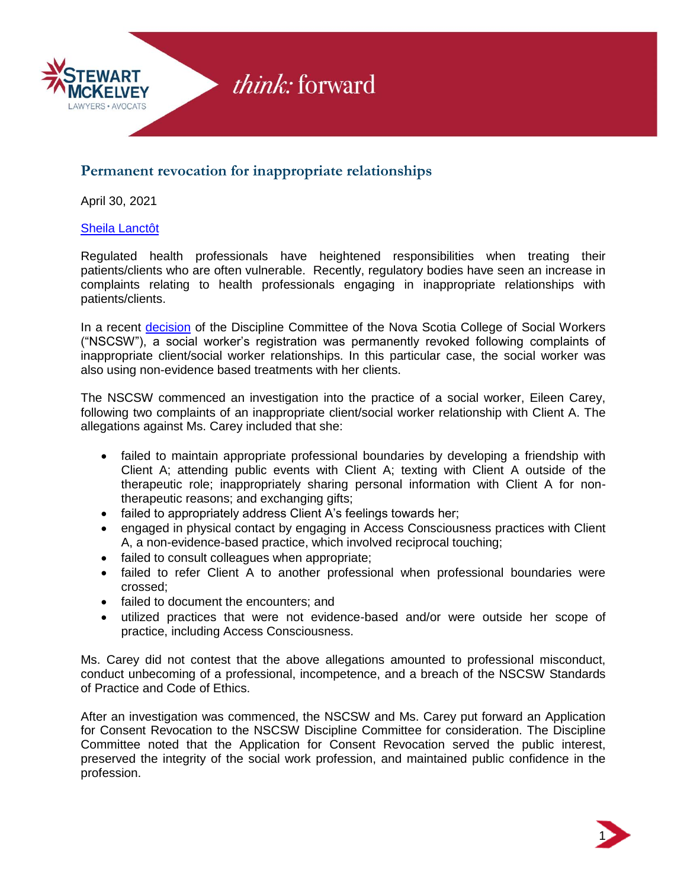## Permanent revocation for inappropriate relationships

April 30, 2021

Sheila Lanctôt

Regulated health professionals have heightened responsibilities when treating their patients/clients who are often vulnerable. Recently, regulatory bodies have seen an increase in complaints relating to health professionals engaging in inappropriate relationships with patients/clients.

In a recent decision of the Discipline Committee of the Nova Scotia College of Social Workers ("NSCSW"), a social worker's registration was permanently revoked following complaints of inappropriate client/social worker relationships. In this particular case, the social worker was also using non-evidence based treatments with her clients.

The NSCSW commenced an investigation into the practice of a social worker, Eileen Carey, following two complaints of an inappropriate client/social worker relationship with Client A. The allegations against Ms. Carey included that she:

- failed to maintain appropriate professional boundaries by developing a friendship with Client A; attending public events with Client A; texting with Client A outside of the therapeutic role; inappropriately sharing personal information with Client A for non-therapeutic reasons; and exchanging gifts;
- failed to appropriately address Client A's feelings towards her;
- engaged in physical contact by engaging in Access Consciousness practices with Client A, a non-evidence-based practice, which involved reciprocal touching;
- failed to consult colleagues when appropriate;
- failed to refer Client A to another professional when professional boundaries were crossed;
- failed to document the encounters; and
- utilized practices that were not evidence-based and/or were outside her scope of practice, including Access Consciousness.

Ms. Carey did not contest that the above allegations amounted to professional misconduct, conduct unbecoming of a professional, incompetence, and a breach of the NSCSW Standards of Practice and Code of Ethics.

After an investigation was commenced, the NSCSW and Ms. Carey put forward an Application for Consent Revocation to the NSCSW Discipline Committee for consideration. The Discipline Committee noted that the Application for Consent Revocation served the public interest, preserved the integrity of the social work profession, and maintained public confidence in the profession.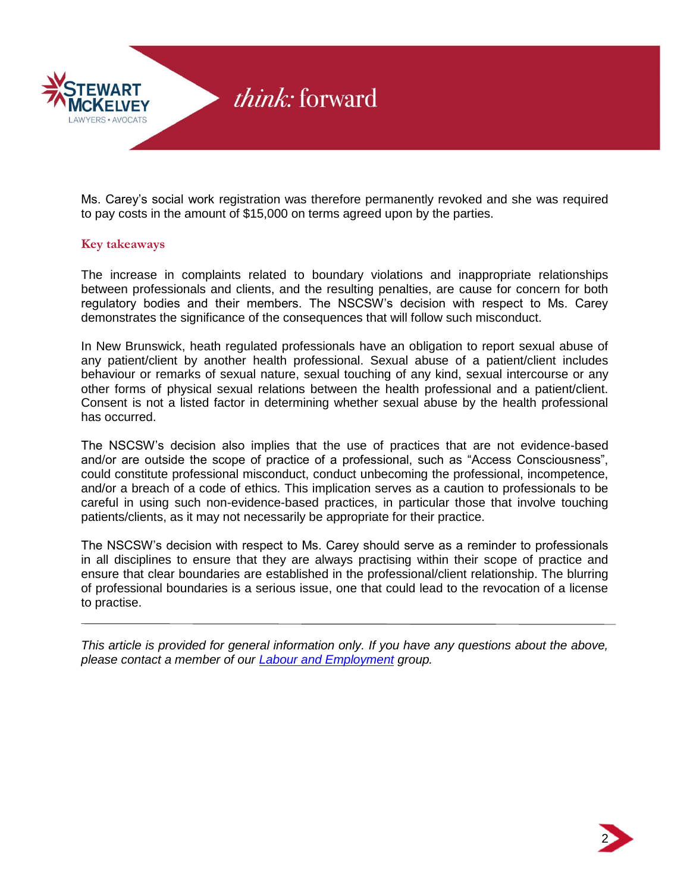Ms. Carey's social work registration was therefore permanently revoked and she was required to pay costs in the amount of $15,000 on terms agreed upon by the parties.

## Key takeaways

The increase in complaints related to boundary violations and inappropriate relationships between professionals and clients, and the resulting penalties, are cause for concern for both regulatory bodies and their members. The NSCSW's decision with respect to Ms. Carey demonstrates the significance of the consequences that will follow such misconduct.

In New Brunswick, heath regulated professionals have an obligation to report sexual abuse of any patient/client by another health professional. Sexual abuse of a patient/client includes behaviour or remarks of sexual nature, sexual touching of any kind, sexual intercourse or any other forms of physical sexual relations between the health professional and a patient/client. Consent is not a listed factor in determining whether sexual abuse by the health professional has occurred.

The NSCSW's decision also implies that the use of practices that are not evidence-based and/or are outside the scope of practice of a professional, such as "Access Consciousness", could constitute professional misconduct, conduct unbecoming the professional, incompetence, and/or a breach of a code of ethics. This implication serves as a caution to professionals to be careful in using such non-evidence-based practices, in particular those that involve touching patients/clients, as it may not necessarily be appropriate for their practice.

The NSCSW's decision with respect to Ms. Carey should serve as a reminder to professionals in all disciplines to ensure that they are always practising within their scope of practice and ensure that clear boundaries are established in the professional/client relationship. The blurring of professional boundaries is a serious issue, one that could lead to the revocation of a license to practise.

---

*This article is provided for general information only. If you have any questions about the above, please contact a member of our [Labour and Employment] group.*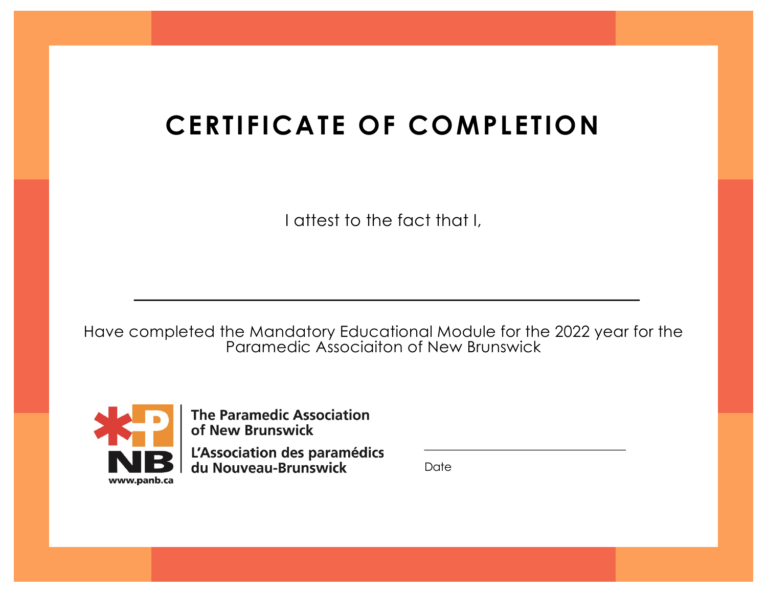# CERTIFICATE OF COMPLETION

I attest to the fact that I,

\_\_\_\_\_\_\_\_\_\_\_\_\_\_\_\_\_\_\_\_\_\_\_\_\_\_\_\_\_\_\_\_\_\_\_\_\_\_\_\_\_\_\_\_\_\_\_\_

Have completed the Mandatory Educational Module for the 2022 year for the Paramedic Associaiton of New Brunswick

**The Paramedic Association of New Brunswick**

**L'Association des paramédics du Nouveau-Brunswick**

www.panb.ca

\_\_\_\_\_\_\_\_\_\_\_\_\_\_\_\_\_\_\_\_\_\_\_\_\_\_\_\_

Date